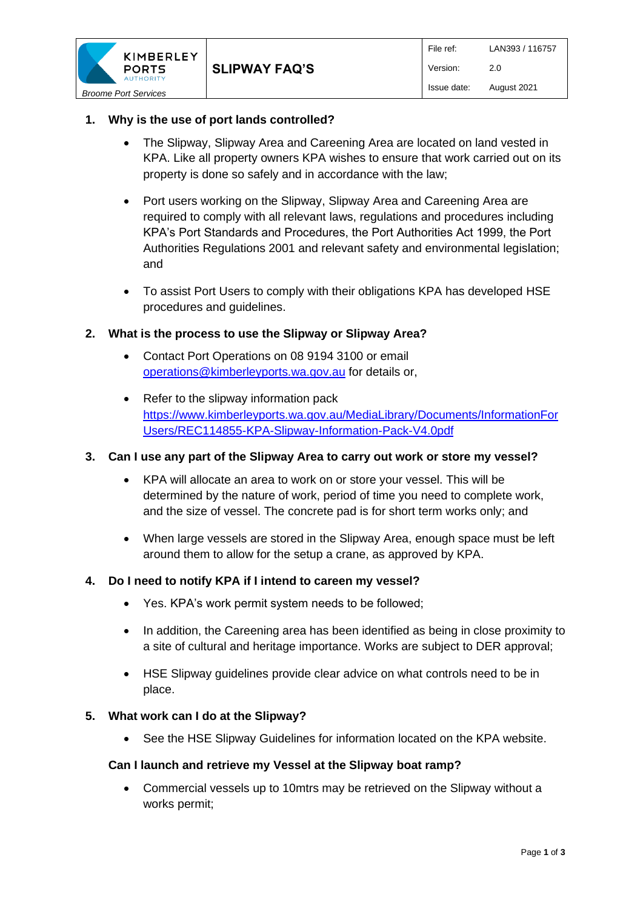| KIMBERLEY PORTS AUTHORITY *Broome Port Services* | **SLIPWAY FAQ'S** | File ref: | LAN393 / 116757 |
|---|---|---|---|
| | | Version: | 2.0 |
| | | Issue date: | August 2021 |

## 1. Why is the use of port lands controlled?

- The Slipway, Slipway Area and Careening Area are located on land vested in KPA. Like all property owners KPA wishes to ensure that work carried out on its property is done so safely and in accordance with the law;
- Port users working on the Slipway, Slipway Area and Careening Area are required to comply with all relevant laws, regulations and procedures including KPA's Port Standards and Procedures, the Port Authorities Act 1999, the Port Authorities Regulations 2001 and relevant safety and environmental legislation; and
- To assist Port Users to comply with their obligations KPA has developed HSE procedures and guidelines.

## 2. What is the process to use the Slipway or Slipway Area?

- Contact Port Operations on 08 9194 3100 or email [operations@kimberleyports.wa.gov.au](mailto:operations@kimberleyports.wa.gov.au) for details or,
- Refer to the slipway information pack [https://www.kimberleyports.wa.gov.au/MediaLibrary/Documents/InformationForUsers/REC114855-KPA-Slipway-Information-Pack-V4.0pdf](https://www.kimberleyports.wa.gov.au/MediaLibrary/Documents/InformationForUsers/REC114855-KPA-Slipway-Information-Pack-V4.0pdf)

## 3. Can I use any part of the Slipway Area to carry out work or store my vessel?

- KPA will allocate an area to work on or store your vessel. This will be determined by the nature of work, period of time you need to complete work, and the size of vessel. The concrete pad is for short term works only; and
- When large vessels are stored in the Slipway Area, enough space must be left around them to allow for the setup a crane, as approved by KPA.

## 4. Do I need to notify KPA if I intend to careen my vessel?

- Yes. KPA's work permit system needs to be followed;
- In addition, the Careening area has been identified as being in close proximity to a site of cultural and heritage importance. Works are subject to DER approval;
- HSE Slipway guidelines provide clear advice on what controls need to be in place.

## 5. What work can I do at the Slipway?

- See the HSE Slipway Guidelines for information located on the KPA website.

### Can I launch and retrieve my Vessel at the Slipway boat ramp?

- Commercial vessels up to 10mtrs may be retrieved on the Slipway without a works permit;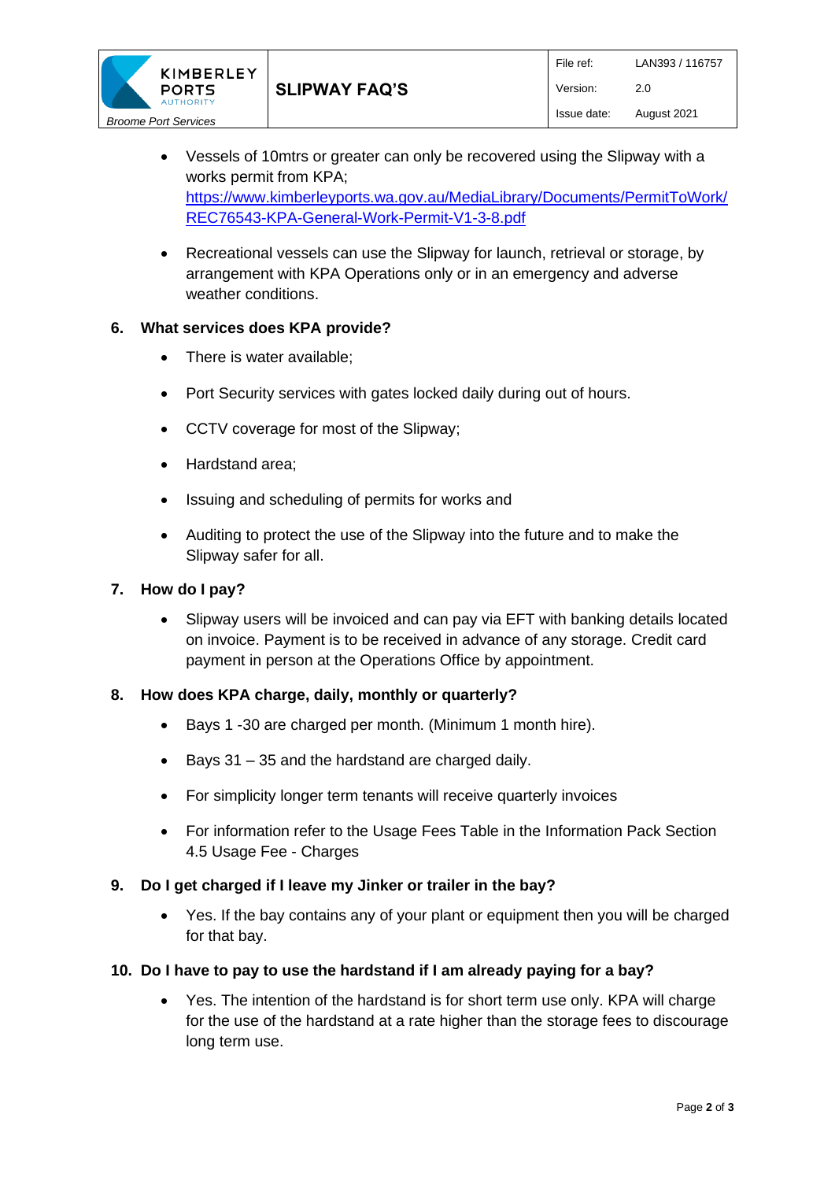- Vessels of 10mtrs or greater can only be recovered using the Slipway with a works permit from KPA; [https://www.kimberleyports.wa.gov.au/MediaLibrary/Documents/PermitToWork/REC76543-KPA-General-Work-Permit-V1-3-8.pdf](https://www.kimberleyports.wa.gov.au/MediaLibrary/Documents/PermitToWork/REC76543-KPA-General-Work-Permit-V1-3-8.pdf)

- Recreational vessels can use the Slipway for launch, retrieval or storage, by arrangement with KPA Operations only or in an emergency and adverse weather conditions.

**6. What services does KPA provide?**

- There is water available;
- Port Security services with gates locked daily during out of hours.
- CCTV coverage for most of the Slipway;
- Hardstand area;
- Issuing and scheduling of permits for works and
- Auditing to protect the use of the Slipway into the future and to make the Slipway safer for all.

**7. How do I pay?**

- Slipway users will be invoiced and can pay via EFT with banking details located on invoice. Payment is to be received in advance of any storage. Credit card payment in person at the Operations Office by appointment.

**8. How does KPA charge, daily, monthly or quarterly?**

- Bays 1 -30 are charged per month. (Minimum 1 month hire).
- Bays 31 – 35 and the hardstand are charged daily.
- For simplicity longer term tenants will receive quarterly invoices
- For information refer to the Usage Fees Table in the Information Pack Section 4.5 Usage Fee - Charges

**9. Do I get charged if I leave my Jinker or trailer in the bay?**

- Yes. If the bay contains any of your plant or equipment then you will be charged for that bay.

**10. Do I have to pay to use the hardstand if I am already paying for a bay?**

- Yes. The intention of the hardstand is for short term use only. KPA will charge for the use of the hardstand at a rate higher than the storage fees to discourage long term use.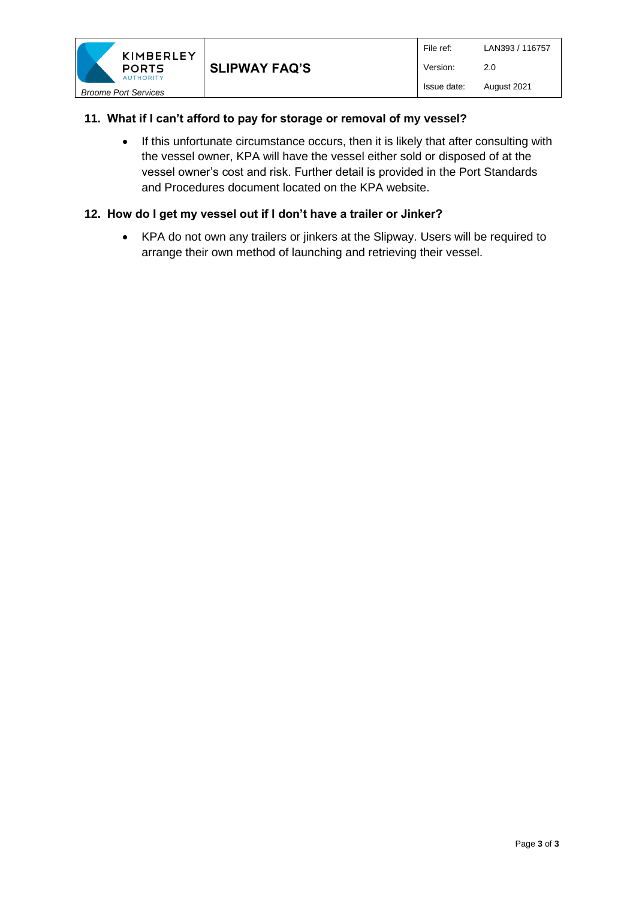## 11. What if I can't afford to pay for storage or removal of my vessel?

- If this unfortunate circumstance occurs, then it is likely that after consulting with the vessel owner, KPA will have the vessel either sold or disposed of at the vessel owner's cost and risk. Further detail is provided in the Port Standards and Procedures document located on the KPA website.

## 12. How do I get my vessel out if I don't have a trailer or Jinker?

- KPA do not own any trailers or jinkers at the Slipway. Users will be required to arrange their own method of launching and retrieving their vessel.